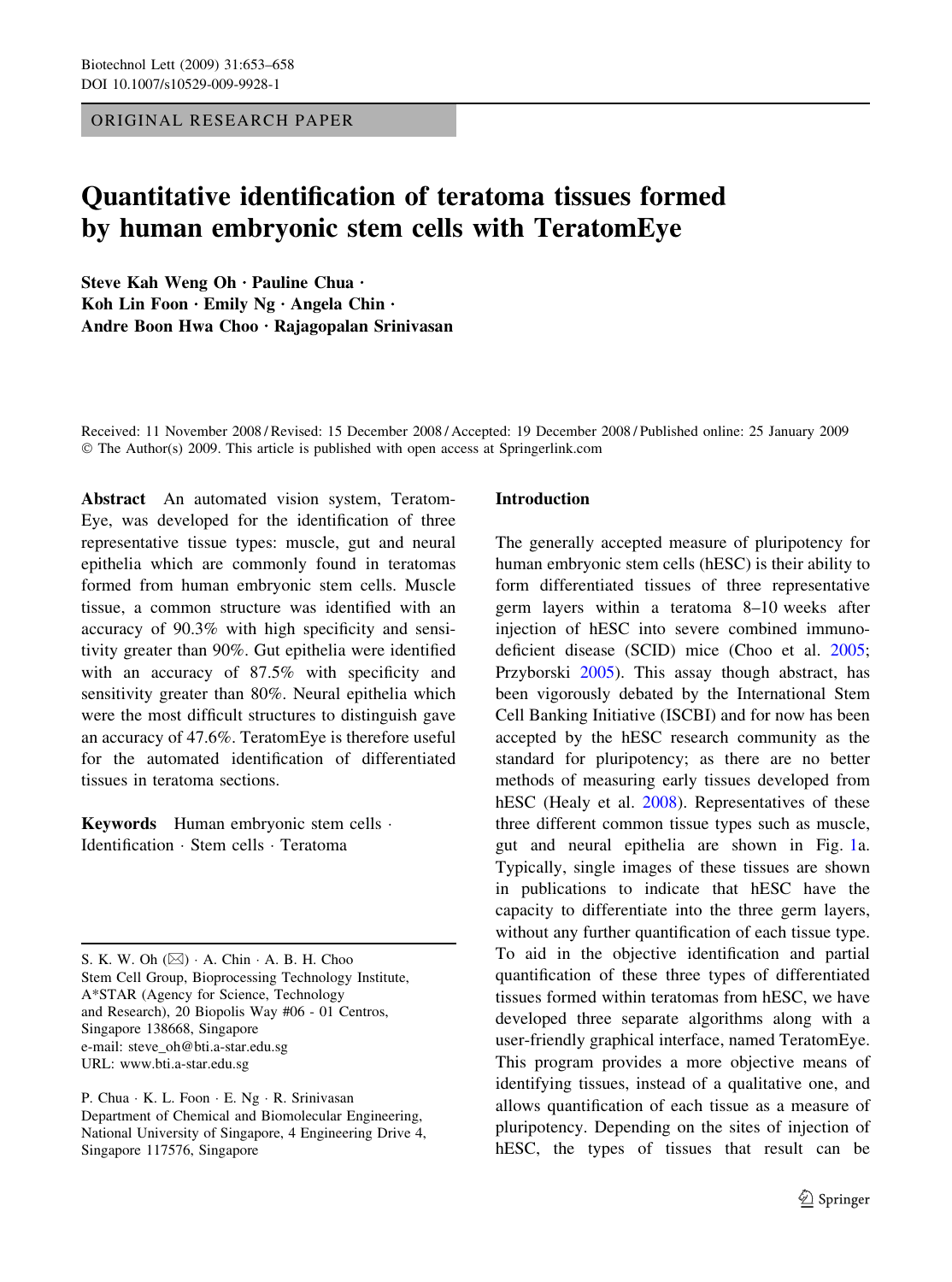ORIGINAL RESEARCH PAPER

# Quantitative identification of teratoma tissues formed by human embryonic stem cells with TeratomEye

**Steve Kah Weng Oh · Pauline Chua · Koh Lin Foon · Emily Ng · Angela Chin · Andre Boon Hwa Choo · Rajagopalan Srinivasan**

Received: 11 November 2008 / Revised: 15 December 2008 / Accepted: 19 December 2008 / Published online: 25 January 2009
© The Author(s) 2009. This article is published with open access at Springerlink.com

**Abstract** An automated vision system, TeratomEye, was developed for the identification of three representative tissue types: muscle, gut and neural epithelia which are commonly found in teratomas formed from human embryonic stem cells. Muscle tissue, a common structure was identified with an accuracy of 90.3% with high specificity and sensitivity greater than 90%. Gut epithelia were identified with an accuracy of 87.5% with specificity and sensitivity greater than 80%. Neural epithelia which were the most difficult structures to distinguish gave an accuracy of 47.6%. TeratomEye is therefore useful for the automated identification of differentiated tissues in teratoma sections.

**Keywords** Human embryonic stem cells · Identification · Stem cells · Teratoma

S. K. W. Oh (✉) · A. Chin · A. B. H. Choo
Stem Cell Group, Bioprocessing Technology Institute, A*STAR (Agency for Science, Technology and Research), 20 Biopolis Way #06 - 01 Centros, Singapore 138668, Singapore
e-mail: steve_oh@bti.a-star.edu.sg
URL: www.bti.a-star.edu.sg

P. Chua · K. L. Foon · E. Ng · R. Srinivasan
Department of Chemical and Biomolecular Engineering, National University of Singapore, 4 Engineering Drive 4, Singapore 117576, Singapore

## Introduction

The generally accepted measure of pluripotency for human embryonic stem cells (hESC) is their ability to form differentiated tissues of three representative germ layers within a teratoma 8–10 weeks after injection of hESC into severe combined immunodeficient disease (SCID) mice (Choo et al. 2005; Przyborski 2005). This assay though abstract, has been vigorously debated by the International Stem Cell Banking Initiative (ISCBI) and for now has been accepted by the hESC research community as the standard for pluripotency; as there are no better methods of measuring early tissues developed from hESC (Healy et al. 2008). Representatives of these three different common tissue types such as muscle, gut and neural epithelia are shown in Fig. 1a. Typically, single images of these tissues are shown in publications to indicate that hESC have the capacity to differentiate into the three germ layers, without any further quantification of each tissue type. To aid in the objective identification and partial quantification of these three types of differentiated tissues formed within teratomas from hESC, we have developed three separate algorithms along with a user-friendly graphical interface, named TeratomEye. This program provides a more objective means of identifying tissues, instead of a qualitative one, and allows quantification of each tissue as a measure of pluripotency. Depending on the sites of injection of hESC, the types of tissues that result can be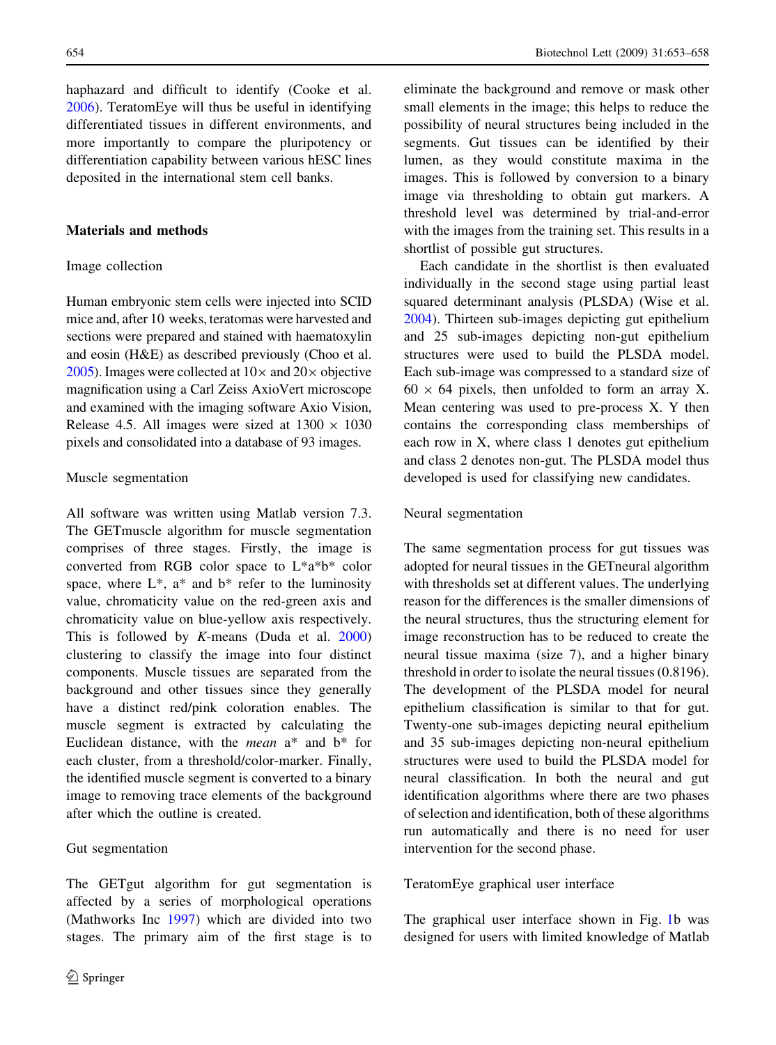haphazard and difficult to identify (Cooke et al. 2006). TeratomEye will thus be useful in identifying differentiated tissues in different environments, and more importantly to compare the pluripotency or differentiation capability between various hESC lines deposited in the international stem cell banks.

## Materials and methods

### Image collection

Human embryonic stem cells were injected into SCID mice and, after 10 weeks, teratomas were harvested and sections were prepared and stained with haematoxylin and eosin (H&E) as described previously (Choo et al. 2005). Images were collected at $10\times$ and $20\times$ objective magnification using a Carl Zeiss AxioVert microscope and examined with the imaging software Axio Vision, Release 4.5. All images were sized at $1300 \times 1030$ pixels and consolidated into a database of 93 images.

### Muscle segmentation

All software was written using Matlab version 7.3. The GETmuscle algorithm for muscle segmentation comprises of three stages. Firstly, the image is converted from RGB color space to L*a*b* color space, where L*, a* and b* refer to the luminosity value, chromaticity value on the red-green axis and chromaticity value on blue-yellow axis respectively. This is followed by *K*-means (Duda et al. 2000) clustering to classify the image into four distinct components. Muscle tissues are separated from the background and other tissues since they generally have a distinct red/pink coloration enables. The muscle segment is extracted by calculating the Euclidean distance, with the *mean* a* and b* for each cluster, from a threshold/color-marker. Finally, the identified muscle segment is converted to a binary image to removing trace elements of the background after which the outline is created.

### Gut segmentation

The GETgut algorithm for gut segmentation is affected by a series of morphological operations (Mathworks Inc 1997) which are divided into two stages. The primary aim of the first stage is to eliminate the background and remove or mask other small elements in the image; this helps to reduce the possibility of neural structures being included in the segments. Gut tissues can be identified by their lumen, as they would constitute maxima in the images. This is followed by conversion to a binary image via thresholding to obtain gut markers. A threshold level was determined by trial-and-error with the images from the training set. This results in a shortlist of possible gut structures.

Each candidate in the shortlist is then evaluated individually in the second stage using partial least squared determinant analysis (PLSDA) (Wise et al. 2004). Thirteen sub-images depicting gut epithelium and 25 sub-images depicting non-gut epithelium structures were used to build the PLSDA model. Each sub-image was compressed to a standard size of $60 \times 64$ pixels, then unfolded to form an array X. Mean centering was used to pre-process X. Y then contains the corresponding class memberships of each row in X, where class 1 denotes gut epithelium and class 2 denotes non-gut. The PLSDA model thus developed is used for classifying new candidates.

### Neural segmentation

The same segmentation process for gut tissues was adopted for neural tissues in the GETneural algorithm with thresholds set at different values. The underlying reason for the differences is the smaller dimensions of the neural structures, thus the structuring element for image reconstruction has to be reduced to create the neural tissue maxima (size 7), and a higher binary threshold in order to isolate the neural tissues (0.8196). The development of the PLSDA model for neural epithelium classification is similar to that for gut. Twenty-one sub-images depicting neural epithelium and 35 sub-images depicting non-neural epithelium structures were used to build the PLSDA model for neural classification. In both the neural and gut identification algorithms where there are two phases of selection and identification, both of these algorithms run automatically and there is no need for user intervention for the second phase.

### TeratomEye graphical user interface

The graphical user interface shown in Fig. 1b was designed for users with limited knowledge of Matlab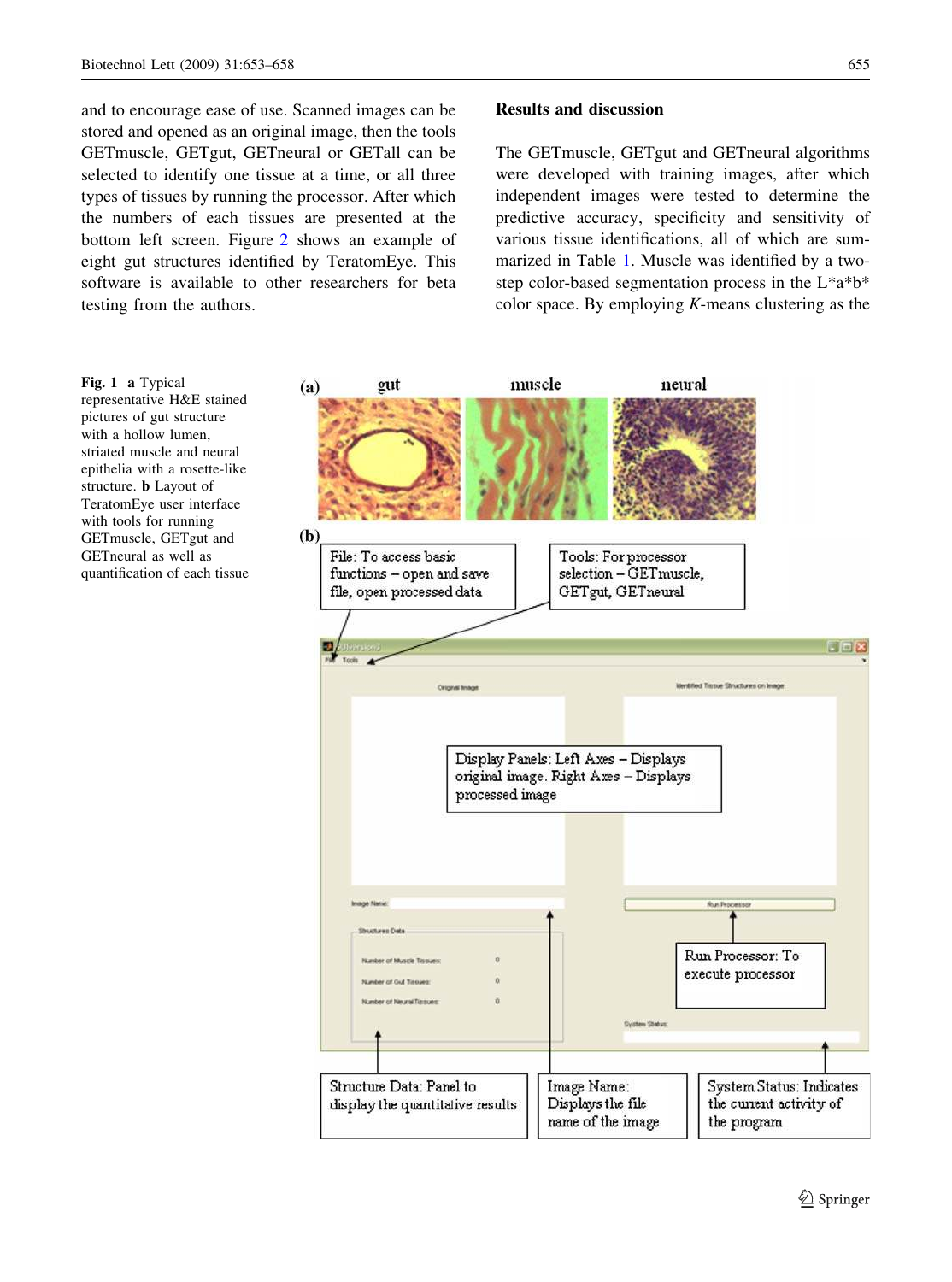and to encourage ease of use. Scanned images can be stored and opened as an original image, then the tools GETmuscle, GETgut, GETneural or GETall can be selected to identify one tissue at a time, or all three types of tissues by running the processor. After which the numbers of each tissues are presented at the bottom left screen. Figure 2 shows an example of eight gut structures identified by TeratomEye. This software is available to other researchers for beta testing from the authors.

## Results and discussion

The GETmuscle, GETgut and GETneural algorithms were developed with training images, after which independent images were tested to determine the predictive accuracy, specificity and sensitivity of various tissue identifications, all of which are summarized in Table 1. Muscle was identified by a two-step color-based segmentation process in the L*a*b* color space. By employing *K*-means clustering as the

**Fig. 1** **a** Typical representative H&E stained pictures of gut structure with a hollow lumen, striated muscle and neural epithelia with a rosette-like structure. **b** Layout of TeratomEye user interface with tools for running GETmuscle, GETgut and GETneural as well as quantification of each tissue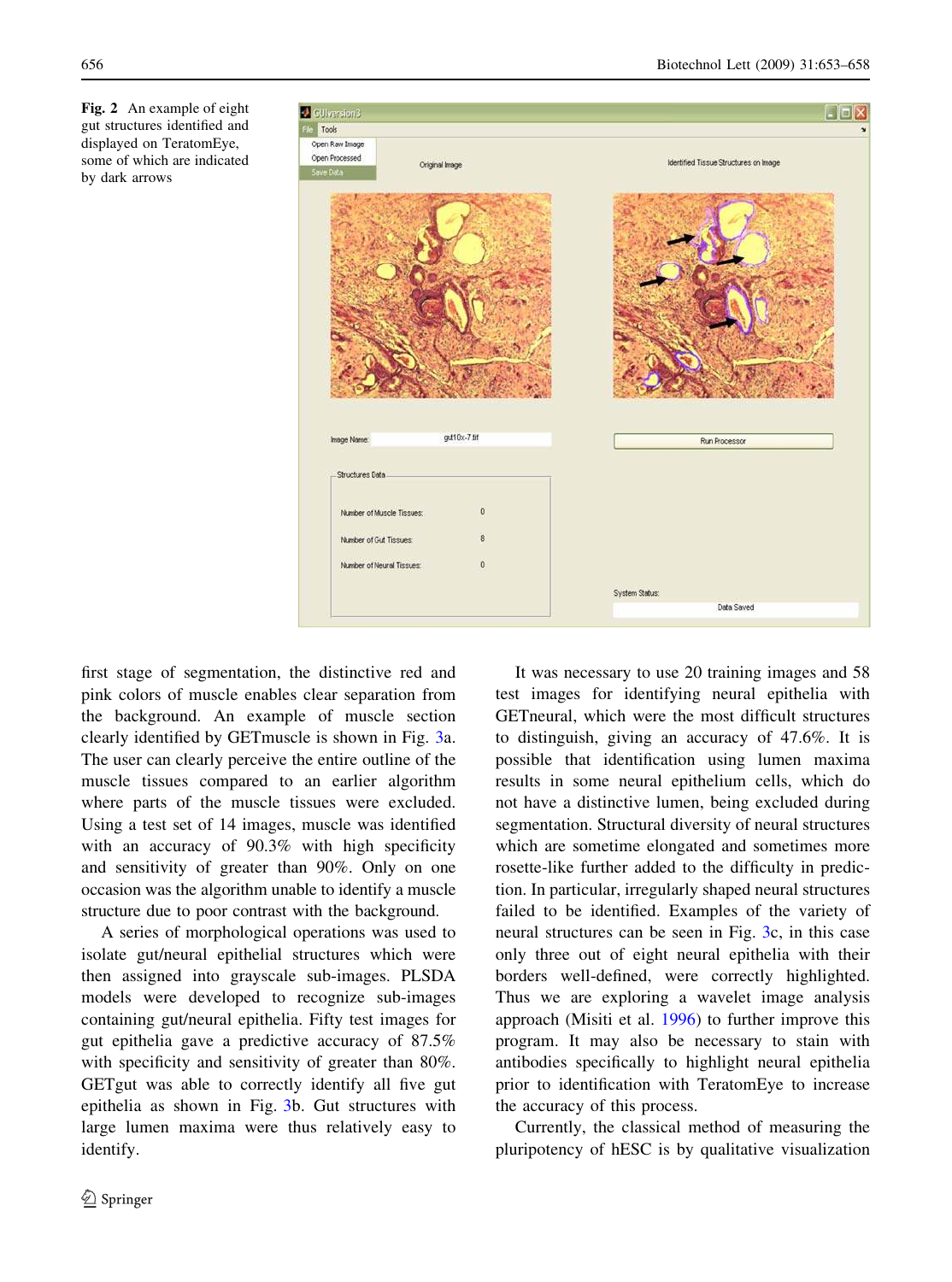Fig. 2 An example of eight gut structures identified and displayed on TeratomEye, some of which are indicated by dark arrows

first stage of segmentation, the distinctive red and pink colors of muscle enables clear separation from the background. An example of muscle section clearly identified by GETmuscle is shown in Fig. 3a. The user can clearly perceive the entire outline of the muscle tissues compared to an earlier algorithm where parts of the muscle tissues were excluded. Using a test set of 14 images, muscle was identified with an accuracy of 90.3% with high specificity and sensitivity of greater than 90%. Only on one occasion was the algorithm unable to identify a muscle structure due to poor contrast with the background.

A series of morphological operations was used to isolate gut/neural epithelial structures which were then assigned into grayscale sub-images. PLSDA models were developed to recognize sub-images containing gut/neural epithelia. Fifty test images for gut epithelia gave a predictive accuracy of 87.5% with specificity and sensitivity of greater than 80%. GETgut was able to correctly identify all five gut epithelia as shown in Fig. 3b. Gut structures with large lumen maxima were thus relatively easy to identify.

It was necessary to use 20 training images and 58 test images for identifying neural epithelia with GETneural, which were the most difficult structures to distinguish, giving an accuracy of 47.6%. It is possible that identification using lumen maxima results in some neural epithelium cells, which do not have a distinctive lumen, being excluded during segmentation. Structural diversity of neural structures which are sometime elongated and sometimes more rosette-like further added to the difficulty in prediction. In particular, irregularly shaped neural structures failed to be identified. Examples of the variety of neural structures can be seen in Fig. 3c, in this case only three out of eight neural epithelia with their borders well-defined, were correctly highlighted. Thus we are exploring a wavelet image analysis approach (Misiti et al. 1996) to further improve this program. It may also be necessary to stain with antibodies specifically to highlight neural epithelia prior to identification with TeratomEye to increase the accuracy of this process.

Currently, the classical method of measuring the pluripotency of hESC is by qualitative visualization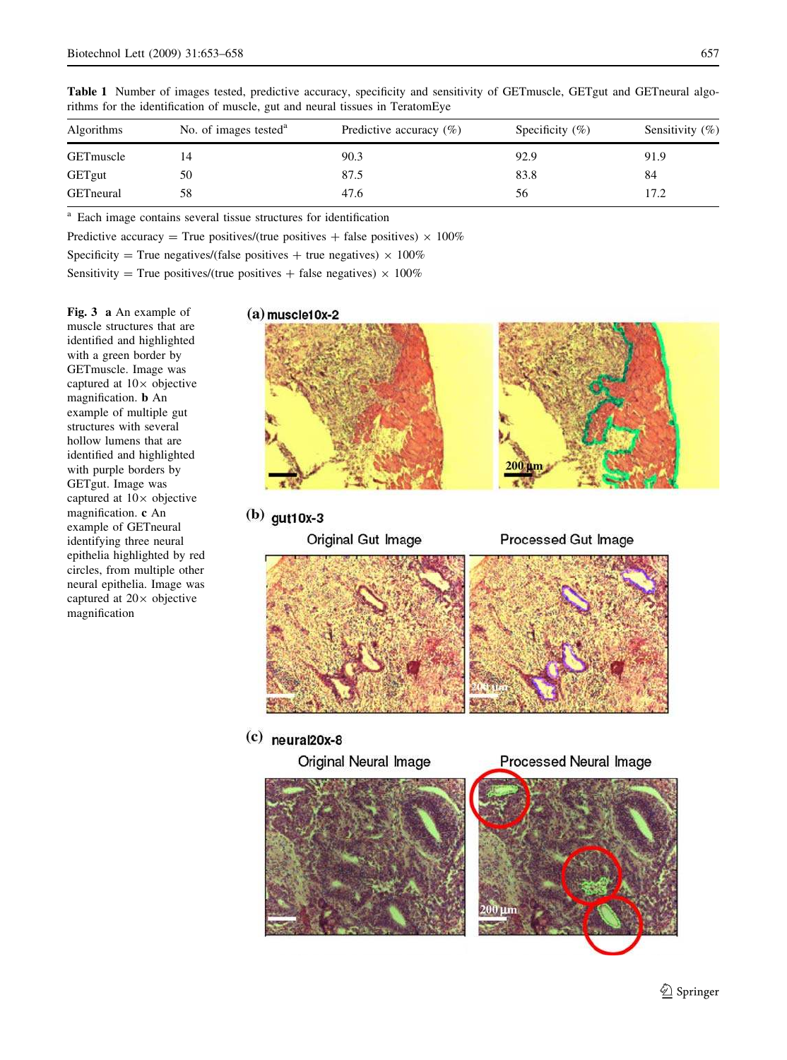**Table 1** Number of images tested, predictive accuracy, specificity and sensitivity of GETmuscle, GETgut and GETneural algorithms for the identification of muscle, gut and neural tissues in TeratomEye

| Algorithms | No. of images tested[a] | Predictive accuracy (%) | Specificity (%) | Sensitivity (%) |
|---|---|---|---|---|
| GETmuscle | 14 | 90.3 | 92.9 | 91.9 |
| GETgut | 50 | 87.5 | 83.8 | 84 |
| GETneural | 58 | 47.6 | 56 | 17.2 |

[a] Each image contains several tissue structures for identification

Predictive accuracy = True positives/(true positives + false positives) × 100%

Specificity = True negatives/(false positives + true negatives) × 100%

Sensitivity = True positives/(true positives + false negatives) × 100%

**Fig. 3** **a** An example of muscle structures that are identified and highlighted with a green border by GETmuscle. Image was captured at 10× objective magnification. **b** An example of multiple gut structures with several hollow lumens that are identified and highlighted with purple borders by GETgut. Image was captured at 10× objective magnification. **c** An example of GETneural identifying three neural epithelia highlighted by red circles, from multiple other neural epithelia. Image was captured at 20× objective magnification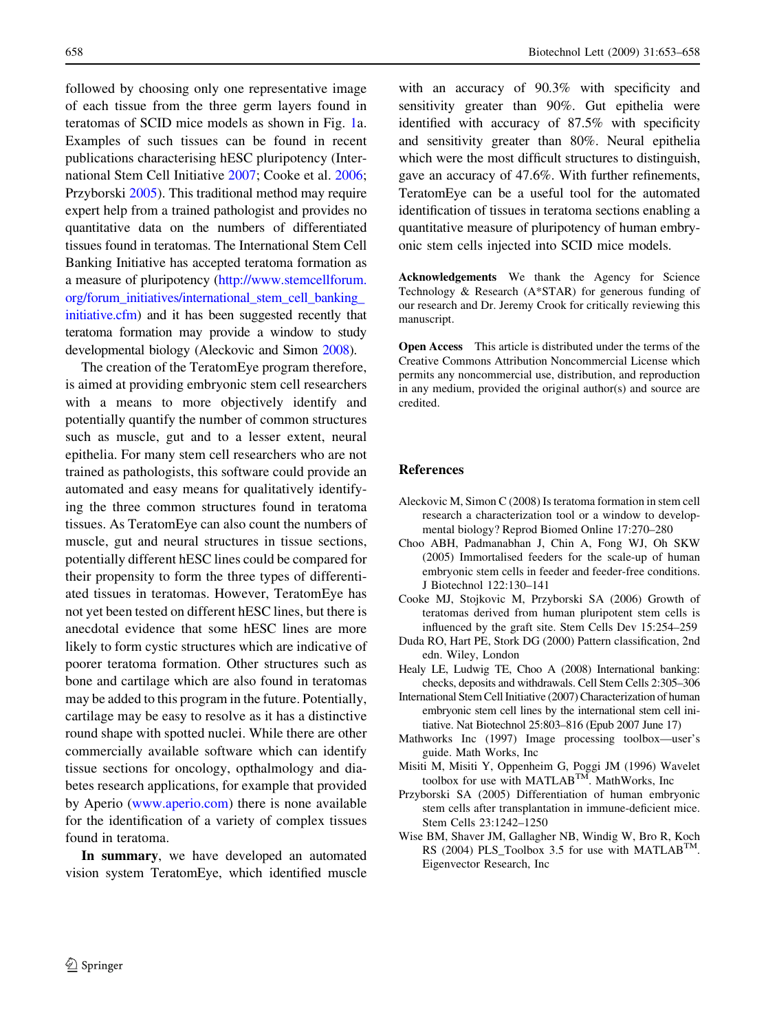followed by choosing only one representative image of each tissue from the three germ layers found in teratomas of SCID mice models as shown in Fig. 1a. Examples of such tissues can be found in recent publications characterising hESC pluripotency (International Stem Cell Initiative 2007; Cooke et al. 2006; Przyborski 2005). This traditional method may require expert help from a trained pathologist and provides no quantitative data on the numbers of differentiated tissues found in teratomas. The International Stem Cell Banking Initiative has accepted teratoma formation as a measure of pluripotency (http://www.stemcellforum.org/forum_initiatives/international_stem_cell_banking_initiative.cfm) and it has been suggested recently that teratoma formation may provide a window to study developmental biology (Aleckovic and Simon 2008).

The creation of the TeratomEye program therefore, is aimed at providing embryonic stem cell researchers with a means to more objectively identify and potentially quantify the number of common structures such as muscle, gut and to a lesser extent, neural epithelia. For many stem cell researchers who are not trained as pathologists, this software could provide an automated and easy means for qualitatively identifying the three common structures found in teratoma tissues. As TeratomEye can also count the numbers of muscle, gut and neural structures in tissue sections, potentially different hESC lines could be compared for their propensity to form the three types of differentiated tissues in teratomas. However, TeratomEye has not yet been tested on different hESC lines, but there is anecdotal evidence that some hESC lines are more likely to form cystic structures which are indicative of poorer teratoma formation. Other structures such as bone and cartilage which are also found in teratomas may be added to this program in the future. Potentially, cartilage may be easy to resolve as it has a distinctive round shape with spotted nuclei. While there are other commercially available software which can identify tissue sections for oncology, opthalmology and diabetes research applications, for example that provided by Aperio (www.aperio.com) there is none available for the identification of a variety of complex tissues found in teratoma.

**In summary**, we have developed an automated vision system TeratomEye, which identified muscle with an accuracy of 90.3% with specificity and sensitivity greater than 90%. Gut epithelia were identified with accuracy of 87.5% with specificity and sensitivity greater than 80%. Neural epithelia which were the most difficult structures to distinguish, gave an accuracy of 47.6%. With further refinements, TeratomEye can be a useful tool for the automated identification of tissues in teratoma sections enabling a quantitative measure of pluripotency of human embryonic stem cells injected into SCID mice models.

**Acknowledgements** We thank the Agency for Science Technology & Research (A*STAR) for generous funding of our research and Dr. Jeremy Crook for critically reviewing this manuscript.

**Open Access** This article is distributed under the terms of the Creative Commons Attribution Noncommercial License which permits any noncommercial use, distribution, and reproduction in any medium, provided the original author(s) and source are credited.

## References

Aleckovic M, Simon C (2008) Is teratoma formation in stem cell research a characterization tool or a window to developmental biology? Reprod Biomed Online 17:270–280

Choo ABH, Padmanabhan J, Chin A, Fong WJ, Oh SKW (2005) Immortalised feeders for the scale-up of human embryonic stem cells in feeder and feeder-free conditions. J Biotechnol 122:130–141

Cooke MJ, Stojkovic M, Przyborski SA (2006) Growth of teratomas derived from human pluripotent stem cells is influenced by the graft site. Stem Cells Dev 15:254–259

Duda RO, Hart PE, Stork DG (2000) Pattern classification, 2nd edn. Wiley, London

Healy LE, Ludwig TE, Choo A (2008) International banking: checks, deposits and withdrawals. Cell Stem Cells 2:305–306

International Stem Cell Initiative (2007) Characterization of human embryonic stem cell lines by the international stem cell initiative. Nat Biotechnol 25:803–816 (Epub 2007 June 17)

Mathworks Inc (1997) Image processing toolbox—user's guide. Math Works, Inc

Misiti M, Misiti Y, Oppenheim G, Poggi JM (1996) Wavelet toolbox for use with MATLAB™. MathWorks, Inc

Przyborski SA (2005) Differentiation of human embryonic stem cells after transplantation in immune-deficient mice. Stem Cells 23:1242–1250

Wise BM, Shaver JM, Gallagher NB, Windig W, Bro R, Koch RS (2004) PLS_Toolbox 3.5 for use with MATLAB™. Eigenvector Research, Inc